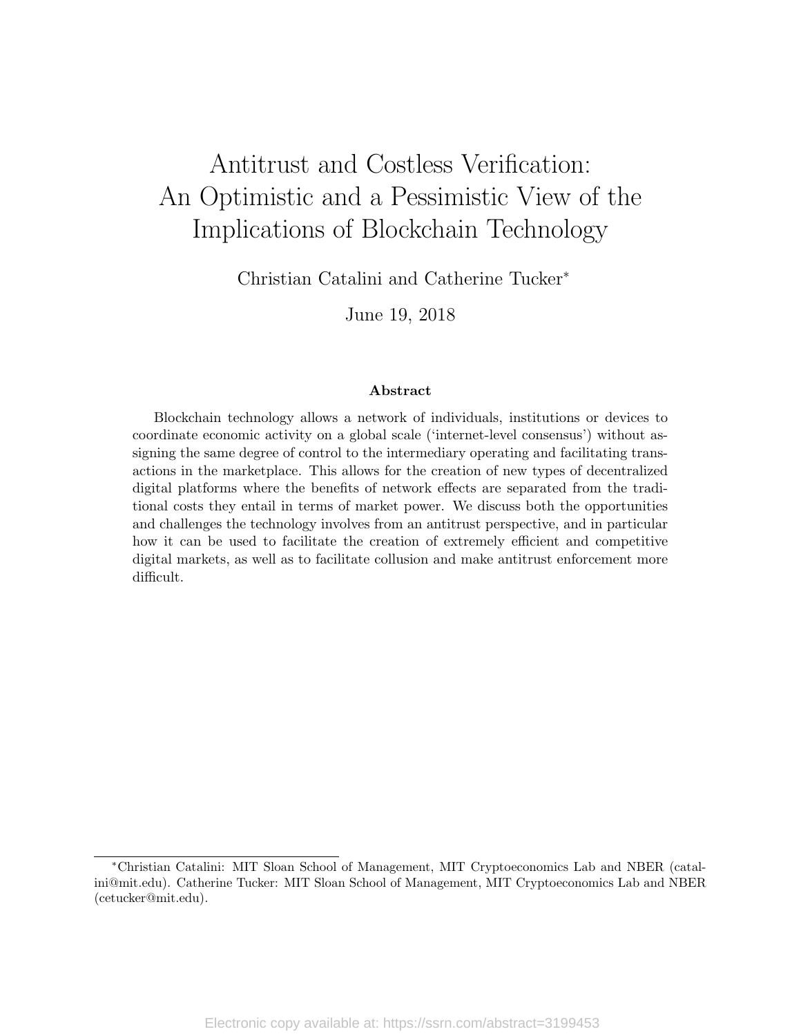# Antitrust and Costless Verification: An Optimistic and a Pessimistic View of the Implications of Blockchain Technology

Christian Catalini and Catherine Tucker*

June 19, 2018

### Abstract

Blockchain technology allows a network of individuals, institutions or devices to coordinate economic activity on a global scale ('internet-level consensus') without assigning the same degree of control to the intermediary operating and facilitating transactions in the marketplace. This allows for the creation of new types of decentralized digital platforms where the benefits of network effects are separated from the traditional costs they entail in terms of market power. We discuss both the opportunities and challenges the technology involves from an antitrust perspective, and in particular how it can be used to facilitate the creation of extremely efficient and competitive digital markets, as well as to facilitate collusion and make antitrust enforcement more difficult.

---

*Christian Catalini: MIT Sloan School of Management, MIT Cryptoeconomics Lab and NBER (catalini@mit.edu). Catherine Tucker: MIT Sloan School of Management, MIT Cryptoeconomics Lab and NBER (cetucker@mit.edu).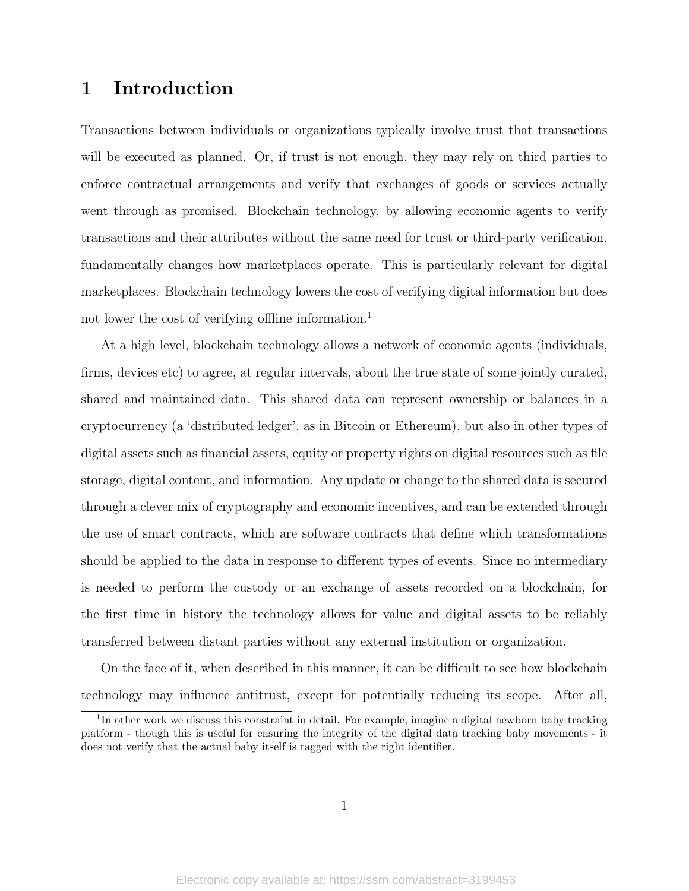# 1 Introduction

Transactions between individuals or organizations typically involve trust that transactions will be executed as planned. Or, if trust is not enough, they may rely on third parties to enforce contractual arrangements and verify that exchanges of goods or services actually went through as promised. Blockchain technology, by allowing economic agents to verify transactions and their attributes without the same need for trust or third-party verification, fundamentally changes how marketplaces operate. This is particularly relevant for digital marketplaces. Blockchain technology lowers the cost of verifying digital information but does not lower the cost of verifying offline information.[1]

At a high level, blockchain technology allows a network of economic agents (individuals, firms, devices etc) to agree, at regular intervals, about the true state of some jointly curated, shared and maintained data. This shared data can represent ownership or balances in a cryptocurrency (a 'distributed ledger', as in Bitcoin or Ethereum), but also in other types of digital assets such as financial assets, equity or property rights on digital resources such as file storage, digital content, and information. Any update or change to the shared data is secured through a clever mix of cryptography and economic incentives, and can be extended through the use of smart contracts, which are software contracts that define which transformations should be applied to the data in response to different types of events. Since no intermediary is needed to perform the custody or an exchange of assets recorded on a blockchain, for the first time in history the technology allows for value and digital assets to be reliably transferred between distant parties without any external institution or organization.

On the face of it, when described in this manner, it can be difficult to see how blockchain technology may influence antitrust, except for potentially reducing its scope. After all,

[1] In other work we discuss this constraint in detail. For example, imagine a digital newborn baby tracking platform - though this is useful for ensuring the integrity of the digital data tracking baby movements - it does not verify that the actual baby itself is tagged with the right identifier.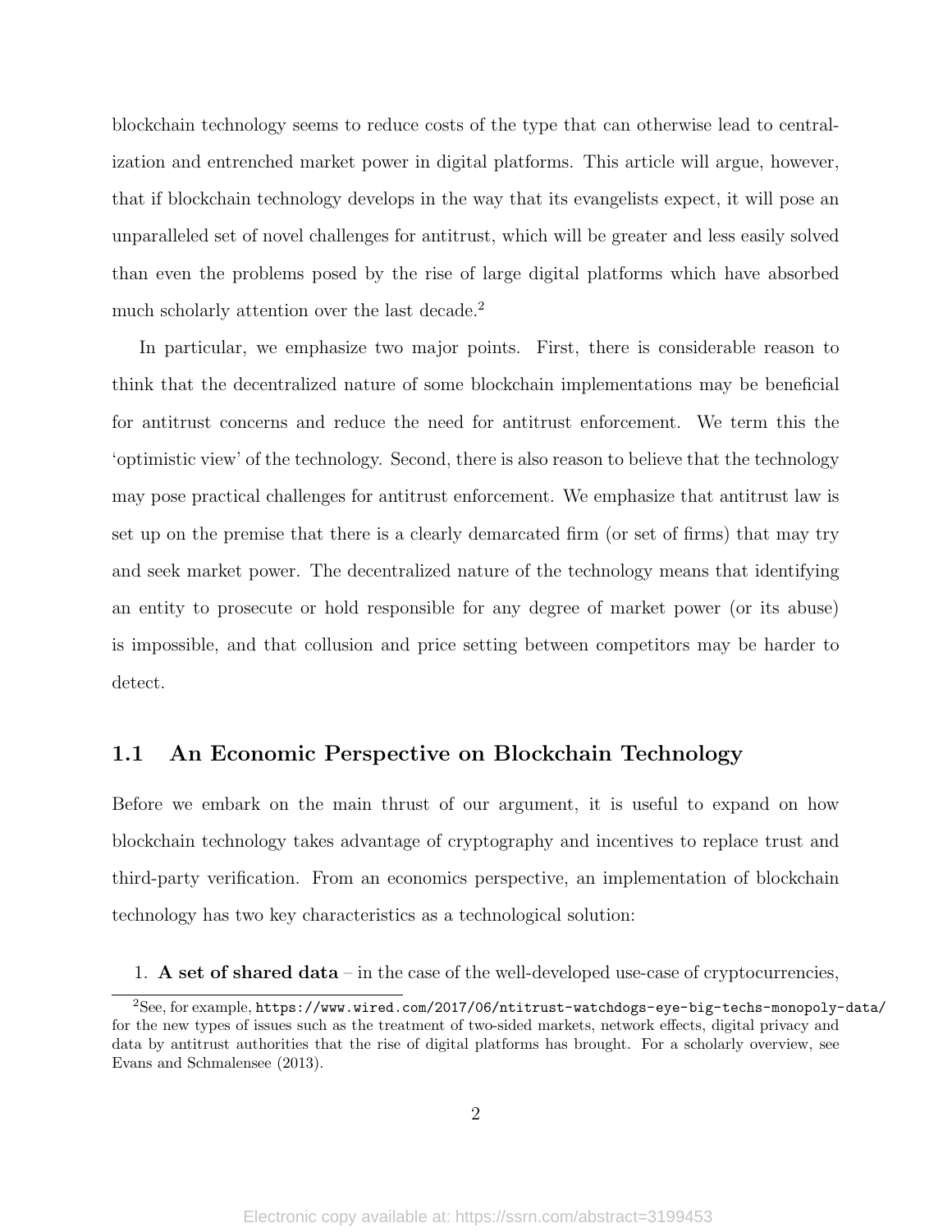blockchain technology seems to reduce costs of the type that can otherwise lead to centralization and entrenched market power in digital platforms. This article will argue, however, that if blockchain technology develops in the way that its evangelists expect, it will pose an unparalleled set of novel challenges for antitrust, which will be greater and less easily solved than even the problems posed by the rise of large digital platforms which have absorbed much scholarly attention over the last decade.[2]

In particular, we emphasize two major points. First, there is considerable reason to think that the decentralized nature of some blockchain implementations may be beneficial for antitrust concerns and reduce the need for antitrust enforcement. We term this the 'optimistic view' of the technology. Second, there is also reason to believe that the technology may pose practical challenges for antitrust enforcement. We emphasize that antitrust law is set up on the premise that there is a clearly demarcated firm (or set of firms) that may try and seek market power. The decentralized nature of the technology means that identifying an entity to prosecute or hold responsible for any degree of market power (or its abuse) is impossible, and that collusion and price setting between competitors may be harder to detect.

## 1.1 An Economic Perspective on Blockchain Technology

Before we embark on the main thrust of our argument, it is useful to expand on how blockchain technology takes advantage of cryptography and incentives to replace trust and third-party verification. From an economics perspective, an implementation of blockchain technology has two key characteristics as a technological solution:

1. **A set of shared data** – in the case of the well-developed use-case of cryptocurrencies,

---

[2] See, for example, `https://www.wired.com/2017/06/ntitrust-watchdogs-eye-big-techs-monopoly-data/` for the new types of issues such as the treatment of two-sided markets, network effects, digital privacy and data by antitrust authorities that the rise of digital platforms has brought. For a scholarly overview, see Evans and Schmalensee (2013).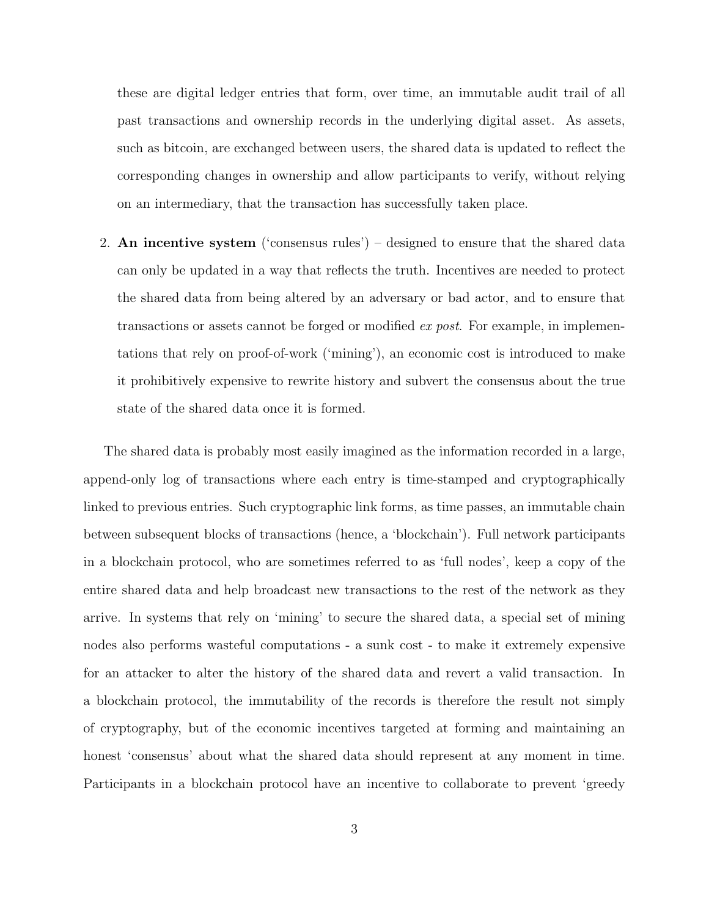these are digital ledger entries that form, over time, an immutable audit trail of all past transactions and ownership records in the underlying digital asset. As assets, such as bitcoin, are exchanged between users, the shared data is updated to reflect the corresponding changes in ownership and allow participants to verify, without relying on an intermediary, that the transaction has successfully taken place.

2. **An incentive system** ('consensus rules') – designed to ensure that the shared data can only be updated in a way that reflects the truth. Incentives are needed to protect the shared data from being altered by an adversary or bad actor, and to ensure that transactions or assets cannot be forged or modified *ex post*. For example, in implementations that rely on proof-of-work ('mining'), an economic cost is introduced to make it prohibitively expensive to rewrite history and subvert the consensus about the true state of the shared data once it is formed.

The shared data is probably most easily imagined as the information recorded in a large, append-only log of transactions where each entry is time-stamped and cryptographically linked to previous entries. Such cryptographic link forms, as time passes, an immutable chain between subsequent blocks of transactions (hence, a 'blockchain'). Full network participants in a blockchain protocol, who are sometimes referred to as 'full nodes', keep a copy of the entire shared data and help broadcast new transactions to the rest of the network as they arrive. In systems that rely on 'mining' to secure the shared data, a special set of mining nodes also performs wasteful computations - a sunk cost - to make it extremely expensive for an attacker to alter the history of the shared data and revert a valid transaction. In a blockchain protocol, the immutability of the records is therefore the result not simply of cryptography, but of the economic incentives targeted at forming and maintaining an honest 'consensus' about what the shared data should represent at any moment in time. Participants in a blockchain protocol have an incentive to collaborate to prevent 'greedy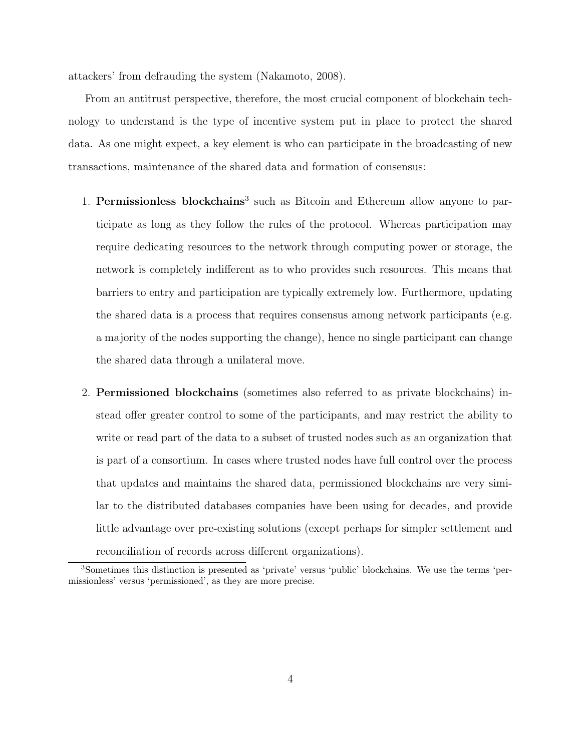attackers' from defrauding the system (Nakamoto, 2008).

From an antitrust perspective, therefore, the most crucial component of blockchain technology to understand is the type of incentive system put in place to protect the shared data. As one might expect, a key element is who can participate in the broadcasting of new transactions, maintenance of the shared data and formation of consensus:

1. **Permissionless blockchains**[3] such as Bitcoin and Ethereum allow anyone to participate as long as they follow the rules of the protocol. Whereas participation may require dedicating resources to the network through computing power or storage, the network is completely indifferent as to who provides such resources. This means that barriers to entry and participation are typically extremely low. Furthermore, updating the shared data is a process that requires consensus among network participants (e.g. a majority of the nodes supporting the change), hence no single participant can change the shared data through a unilateral move.

2. **Permissioned blockchains** (sometimes also referred to as private blockchains) instead offer greater control to some of the participants, and may restrict the ability to write or read part of the data to a subset of trusted nodes such as an organization that is part of a consortium. In cases where trusted nodes have full control over the process that updates and maintains the shared data, permissioned blockchains are very similar to the distributed databases companies have been using for decades, and provide little advantage over pre-existing solutions (except perhaps for simpler settlement and reconciliation of records across different organizations).

[3] Sometimes this distinction is presented as 'private' versus 'public' blockchains. We use the terms 'permissionless' versus 'permissioned', as they are more precise.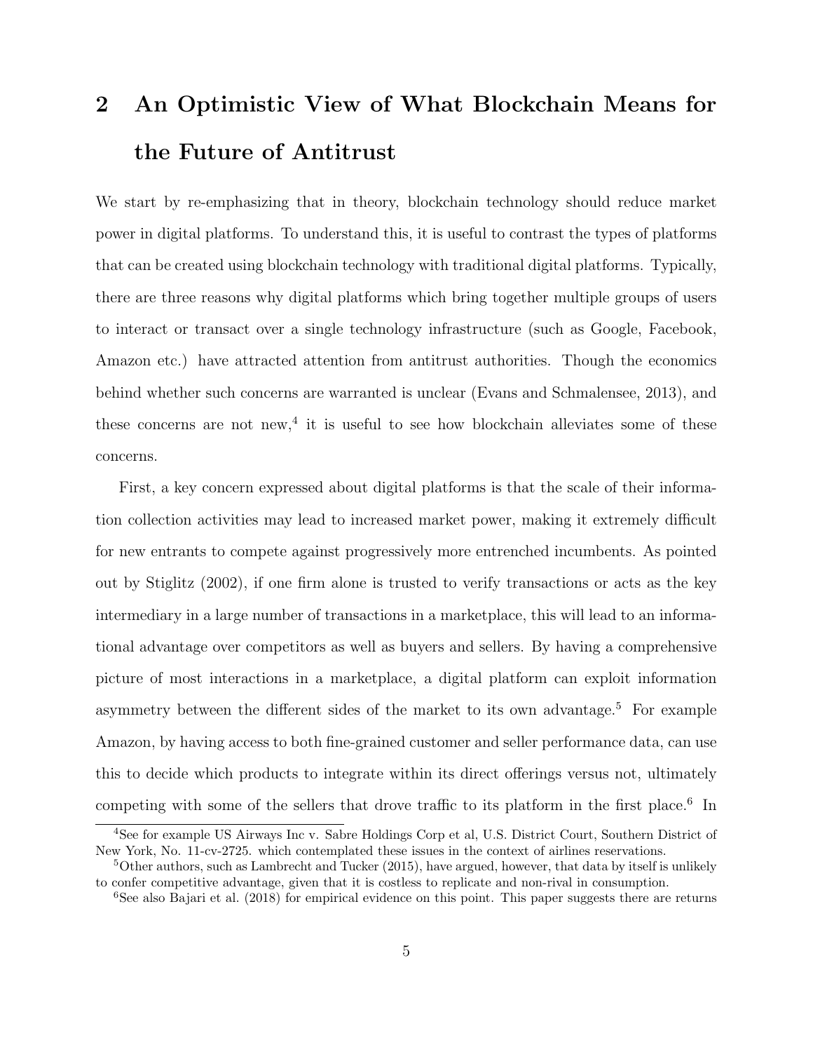## 2 An Optimistic View of What Blockchain Means for the Future of Antitrust

We start by re-emphasizing that in theory, blockchain technology should reduce market power in digital platforms. To understand this, it is useful to contrast the types of platforms that can be created using blockchain technology with traditional digital platforms. Typically, there are three reasons why digital platforms which bring together multiple groups of users to interact or transact over a single technology infrastructure (such as Google, Facebook, Amazon etc.) have attracted attention from antitrust authorities. Though the economics behind whether such concerns are warranted is unclear (Evans and Schmalensee, 2013), and these concerns are not new,[4] it is useful to see how blockchain alleviates some of these concerns.

First, a key concern expressed about digital platforms is that the scale of their information collection activities may lead to increased market power, making it extremely difficult for new entrants to compete against progressively more entrenched incumbents. As pointed out by Stiglitz (2002), if one firm alone is trusted to verify transactions or acts as the key intermediary in a large number of transactions in a marketplace, this will lead to an informational advantage over competitors as well as buyers and sellers. By having a comprehensive picture of most interactions in a marketplace, a digital platform can exploit information asymmetry between the different sides of the market to its own advantage.[5] For example Amazon, by having access to both fine-grained customer and seller performance data, can use this to decide which products to integrate within its direct offerings versus not, ultimately competing with some of the sellers that drove traffic to its platform in the first place.[6] In

[4] See for example US Airways Inc v. Sabre Holdings Corp et al, U.S. District Court, Southern District of New York, No. 11-cv-2725. which contemplated these issues in the context of airlines reservations.

[5] Other authors, such as Lambrecht and Tucker (2015), have argued, however, that data by itself is unlikely to confer competitive advantage, given that it is costless to replicate and non-rival in consumption.

[6] See also Bajari et al. (2018) for empirical evidence on this point. This paper suggests there are returns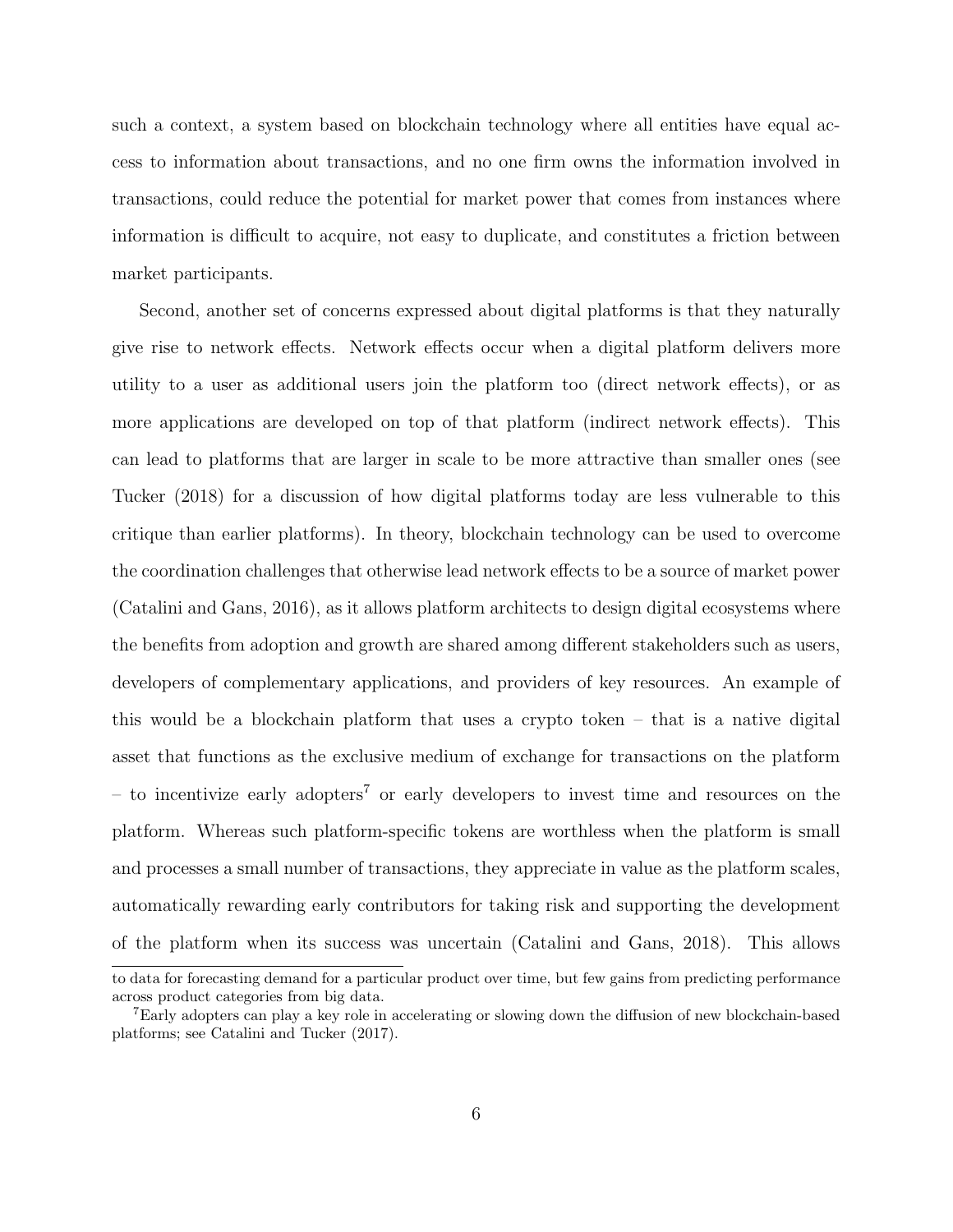such a context, a system based on blockchain technology where all entities have equal access to information about transactions, and no one firm owns the information involved in transactions, could reduce the potential for market power that comes from instances where information is difficult to acquire, not easy to duplicate, and constitutes a friction between market participants.

Second, another set of concerns expressed about digital platforms is that they naturally give rise to network effects. Network effects occur when a digital platform delivers more utility to a user as additional users join the platform too (direct network effects), or as more applications are developed on top of that platform (indirect network effects). This can lead to platforms that are larger in scale to be more attractive than smaller ones (see Tucker (2018) for a discussion of how digital platforms today are less vulnerable to this critique than earlier platforms). In theory, blockchain technology can be used to overcome the coordination challenges that otherwise lead network effects to be a source of market power (Catalini and Gans, 2016), as it allows platform architects to design digital ecosystems where the benefits from adoption and growth are shared among different stakeholders such as users, developers of complementary applications, and providers of key resources. An example of this would be a blockchain platform that uses a crypto token – that is a native digital asset that functions as the exclusive medium of exchange for transactions on the platform – to incentivize early adopters[7] or early developers to invest time and resources on the platform. Whereas such platform-specific tokens are worthless when the platform is small and processes a small number of transactions, they appreciate in value as the platform scales, automatically rewarding early contributors for taking risk and supporting the development of the platform when its success was uncertain (Catalini and Gans, 2018). This allows

to data for forecasting demand for a particular product over time, but few gains from predicting performance across product categories from big data.

[7]Early adopters can play a key role in accelerating or slowing down the diffusion of new blockchain-based platforms; see Catalini and Tucker (2017).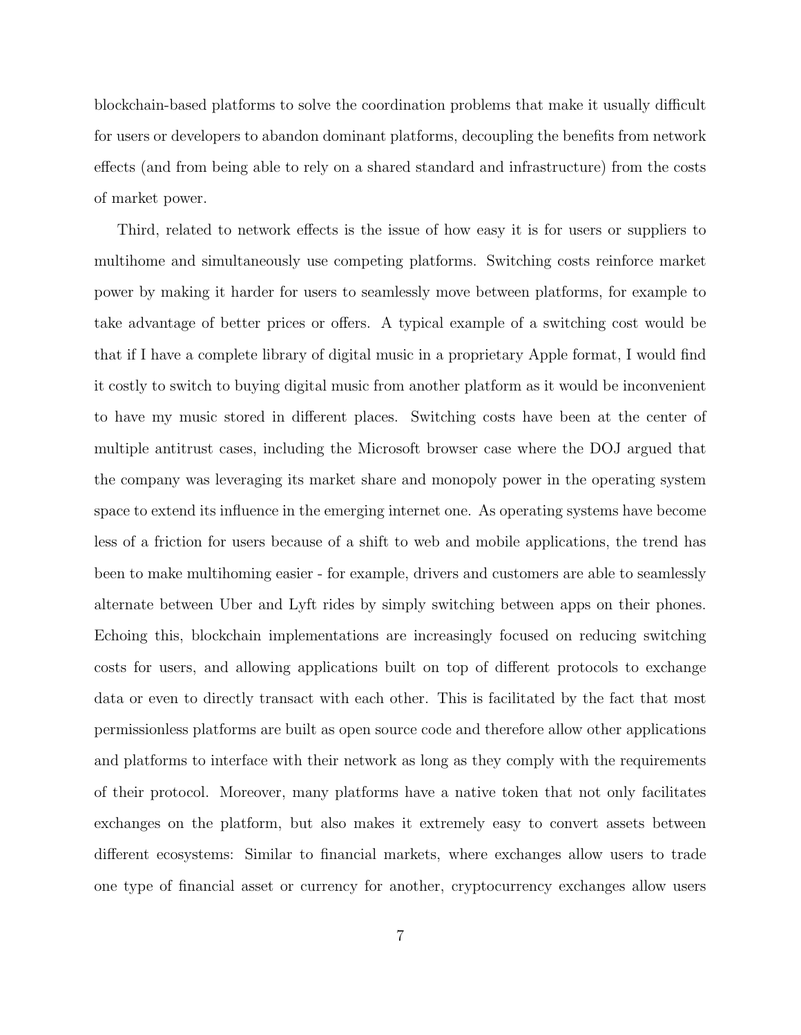blockchain-based platforms to solve the coordination problems that make it usually difficult for users or developers to abandon dominant platforms, decoupling the benefits from network effects (and from being able to rely on a shared standard and infrastructure) from the costs of market power.

Third, related to network effects is the issue of how easy it is for users or suppliers to multihome and simultaneously use competing platforms. Switching costs reinforce market power by making it harder for users to seamlessly move between platforms, for example to take advantage of better prices or offers. A typical example of a switching cost would be that if I have a complete library of digital music in a proprietary Apple format, I would find it costly to switch to buying digital music from another platform as it would be inconvenient to have my music stored in different places. Switching costs have been at the center of multiple antitrust cases, including the Microsoft browser case where the DOJ argued that the company was leveraging its market share and monopoly power in the operating system space to extend its influence in the emerging internet one. As operating systems have become less of a friction for users because of a shift to web and mobile applications, the trend has been to make multihoming easier - for example, drivers and customers are able to seamlessly alternate between Uber and Lyft rides by simply switching between apps on their phones. Echoing this, blockchain implementations are increasingly focused on reducing switching costs for users, and allowing applications built on top of different protocols to exchange data or even to directly transact with each other. This is facilitated by the fact that most permissionless platforms are built as open source code and therefore allow other applications and platforms to interface with their network as long as they comply with the requirements of their protocol. Moreover, many platforms have a native token that not only facilitates exchanges on the platform, but also makes it extremely easy to convert assets between different ecosystems: Similar to financial markets, where exchanges allow users to trade one type of financial asset or currency for another, cryptocurrency exchanges allow users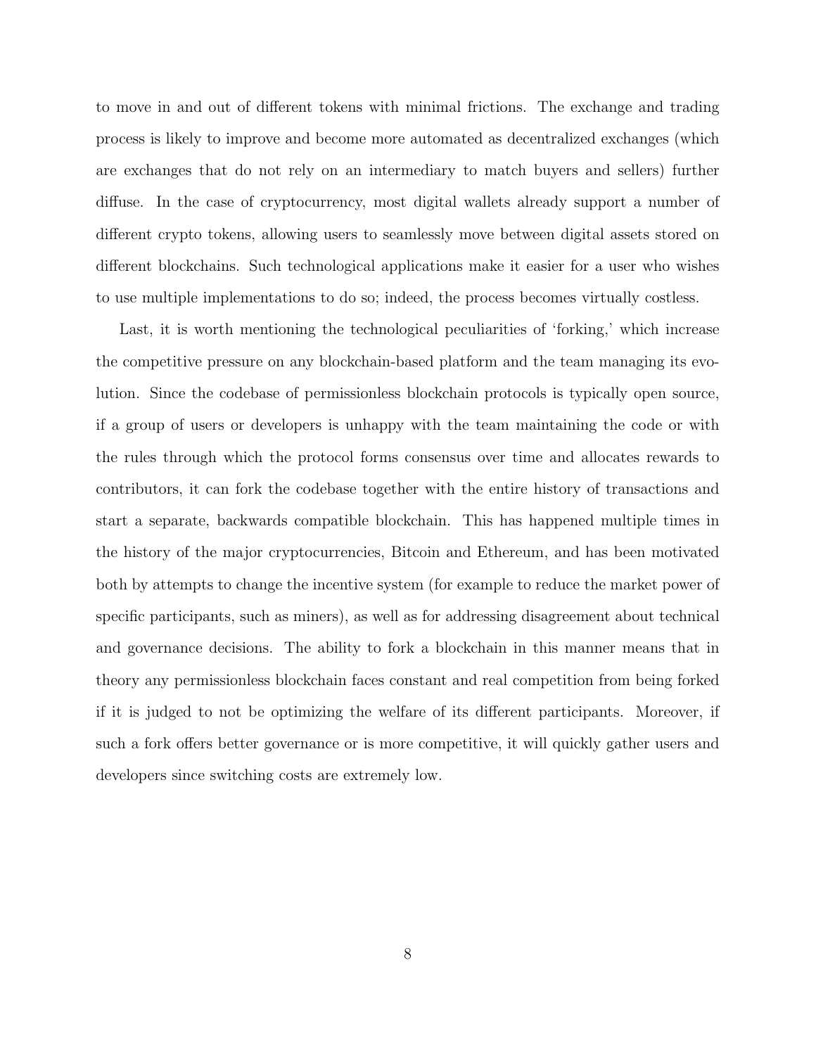to move in and out of different tokens with minimal frictions. The exchange and trading process is likely to improve and become more automated as decentralized exchanges (which are exchanges that do not rely on an intermediary to match buyers and sellers) further diffuse. In the case of cryptocurrency, most digital wallets already support a number of different crypto tokens, allowing users to seamlessly move between digital assets stored on different blockchains. Such technological applications make it easier for a user who wishes to use multiple implementations to do so; indeed, the process becomes virtually costless.

Last, it is worth mentioning the technological peculiarities of 'forking,' which increase the competitive pressure on any blockchain-based platform and the team managing its evolution. Since the codebase of permissionless blockchain protocols is typically open source, if a group of users or developers is unhappy with the team maintaining the code or with the rules through which the protocol forms consensus over time and allocates rewards to contributors, it can fork the codebase together with the entire history of transactions and start a separate, backwards compatible blockchain. This has happened multiple times in the history of the major cryptocurrencies, Bitcoin and Ethereum, and has been motivated both by attempts to change the incentive system (for example to reduce the market power of specific participants, such as miners), as well as for addressing disagreement about technical and governance decisions. The ability to fork a blockchain in this manner means that in theory any permissionless blockchain faces constant and real competition from being forked if it is judged to not be optimizing the welfare of its different participants. Moreover, if such a fork offers better governance or is more competitive, it will quickly gather users and developers since switching costs are extremely low.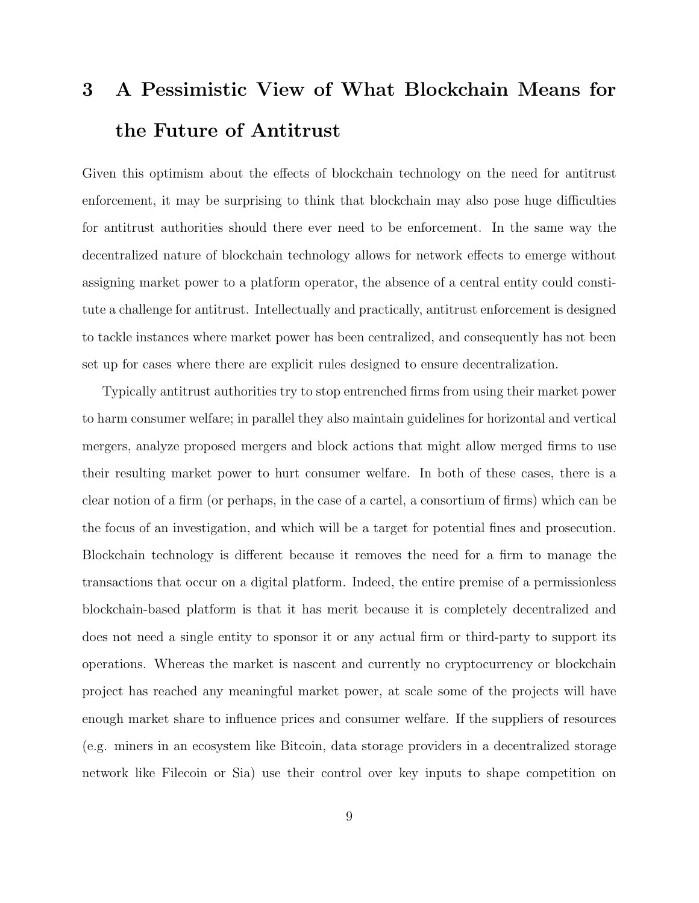## 3 A Pessimistic View of What Blockchain Means for the Future of Antitrust

Given this optimism about the effects of blockchain technology on the need for antitrust enforcement, it may be surprising to think that blockchain may also pose huge difficulties for antitrust authorities should there ever need to be enforcement. In the same way the decentralized nature of blockchain technology allows for network effects to emerge without assigning market power to a platform operator, the absence of a central entity could constitute a challenge for antitrust. Intellectually and practically, antitrust enforcement is designed to tackle instances where market power has been centralized, and consequently has not been set up for cases where there are explicit rules designed to ensure decentralization.

Typically antitrust authorities try to stop entrenched firms from using their market power to harm consumer welfare; in parallel they also maintain guidelines for horizontal and vertical mergers, analyze proposed mergers and block actions that might allow merged firms to use their resulting market power to hurt consumer welfare. In both of these cases, there is a clear notion of a firm (or perhaps, in the case of a cartel, a consortium of firms) which can be the focus of an investigation, and which will be a target for potential fines and prosecution. Blockchain technology is different because it removes the need for a firm to manage the transactions that occur on a digital platform. Indeed, the entire premise of a permissionless blockchain-based platform is that it has merit because it is completely decentralized and does not need a single entity to sponsor it or any actual firm or third-party to support its operations. Whereas the market is nascent and currently no cryptocurrency or blockchain project has reached any meaningful market power, at scale some of the projects will have enough market share to influence prices and consumer welfare. If the suppliers of resources (e.g. miners in an ecosystem like Bitcoin, data storage providers in a decentralized storage network like Filecoin or Sia) use their control over key inputs to shape competition on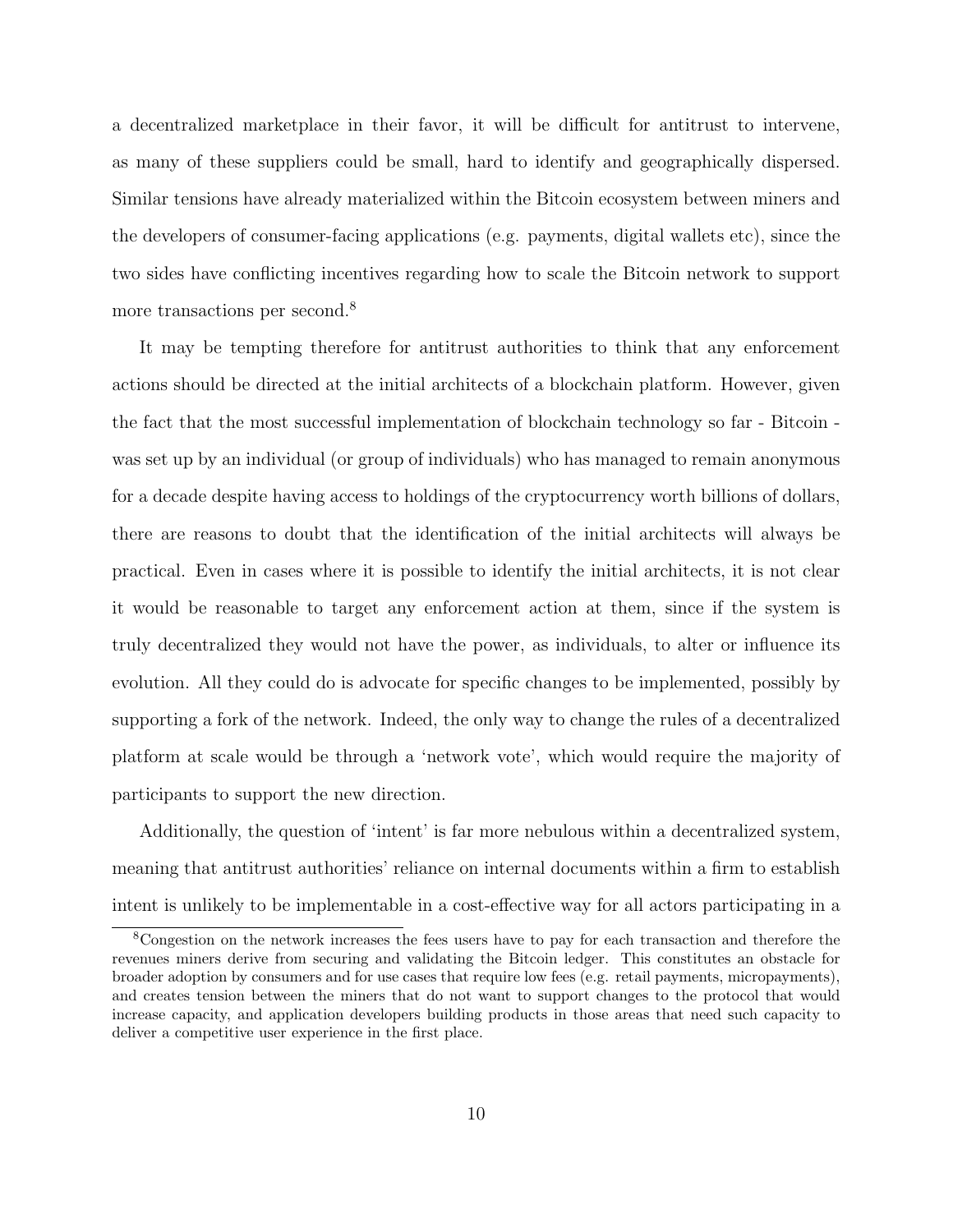a decentralized marketplace in their favor, it will be difficult for antitrust to intervene, as many of these suppliers could be small, hard to identify and geographically dispersed. Similar tensions have already materialized within the Bitcoin ecosystem between miners and the developers of consumer-facing applications (e.g. payments, digital wallets etc), since the two sides have conflicting incentives regarding how to scale the Bitcoin network to support more transactions per second.[8]

It may be tempting therefore for antitrust authorities to think that any enforcement actions should be directed at the initial architects of a blockchain platform. However, given the fact that the most successful implementation of blockchain technology so far - Bitcoin - was set up by an individual (or group of individuals) who has managed to remain anonymous for a decade despite having access to holdings of the cryptocurrency worth billions of dollars, there are reasons to doubt that the identification of the initial architects will always be practical. Even in cases where it is possible to identify the initial architects, it is not clear it would be reasonable to target any enforcement action at them, since if the system is truly decentralized they would not have the power, as individuals, to alter or influence its evolution. All they could do is advocate for specific changes to be implemented, possibly by supporting a fork of the network. Indeed, the only way to change the rules of a decentralized platform at scale would be through a 'network vote', which would require the majority of participants to support the new direction.

Additionally, the question of 'intent' is far more nebulous within a decentralized system, meaning that antitrust authorities' reliance on internal documents within a firm to establish intent is unlikely to be implementable in a cost-effective way for all actors participating in a

[8] Congestion on the network increases the fees users have to pay for each transaction and therefore the revenues miners derive from securing and validating the Bitcoin ledger. This constitutes an obstacle for broader adoption by consumers and for use cases that require low fees (e.g. retail payments, micropayments), and creates tension between the miners that do not want to support changes to the protocol that would increase capacity, and application developers building products in those areas that need such capacity to deliver a competitive user experience in the first place.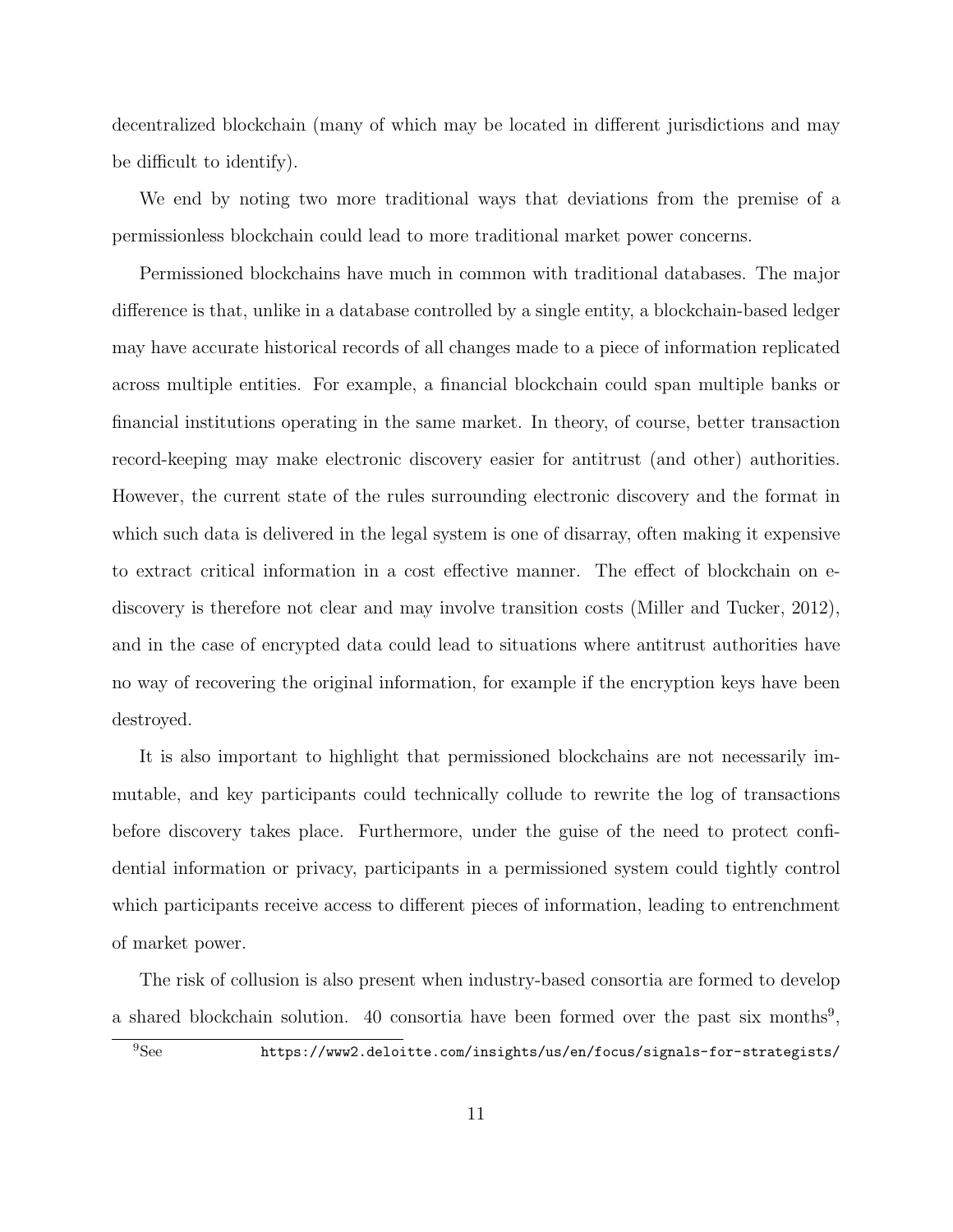decentralized blockchain (many of which may be located in different jurisdictions and may be difficult to identify).

We end by noting two more traditional ways that deviations from the premise of a permissionless blockchain could lead to more traditional market power concerns.

Permissioned blockchains have much in common with traditional databases. The major difference is that, unlike in a database controlled by a single entity, a blockchain-based ledger may have accurate historical records of all changes made to a piece of information replicated across multiple entities. For example, a financial blockchain could span multiple banks or financial institutions operating in the same market. In theory, of course, better transaction record-keeping may make electronic discovery easier for antitrust (and other) authorities. However, the current state of the rules surrounding electronic discovery and the format in which such data is delivered in the legal system is one of disarray, often making it expensive to extract critical information in a cost effective manner. The effect of blockchain on e-discovery is therefore not clear and may involve transition costs (Miller and Tucker, 2012), and in the case of encrypted data could lead to situations where antitrust authorities have no way of recovering the original information, for example if the encryption keys have been destroyed.

It is also important to highlight that permissioned blockchains are not necessarily immutable, and key participants could technically collude to rewrite the log of transactions before discovery takes place. Furthermore, under the guise of the need to protect confidential information or privacy, participants in a permissioned system could tightly control which participants receive access to different pieces of information, leading to entrenchment of market power.

The risk of collusion is also present when industry-based consortia are formed to develop a shared blockchain solution. 40 consortia have been formed over the past six months[9],

[9] See https://www2.deloitte.com/insights/us/en/focus/signals-for-strategists/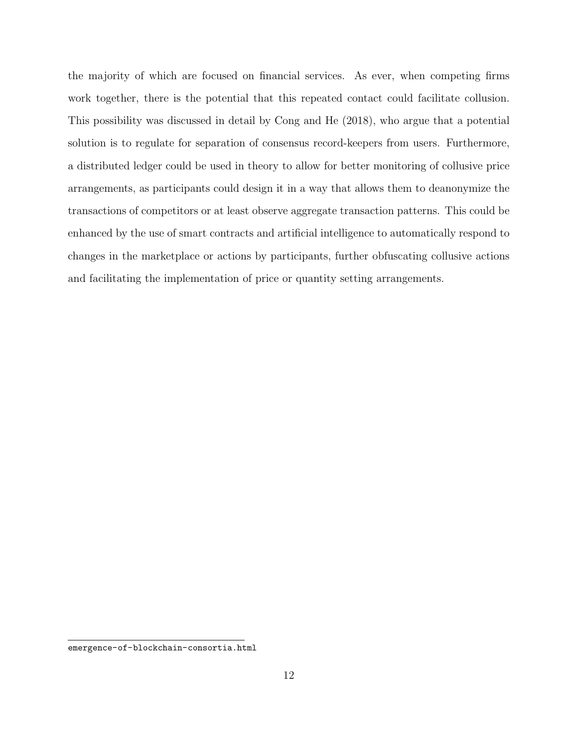the majority of which are focused on financial services. As ever, when competing firms work together, there is the potential that this repeated contact could facilitate collusion. This possibility was discussed in detail by Cong and He (2018), who argue that a potential solution is to regulate for separation of consensus record-keepers from users. Furthermore, a distributed ledger could be used in theory to allow for better monitoring of collusive price arrangements, as participants could design it in a way that allows them to deanonymize the transactions of competitors or at least observe aggregate transaction patterns. This could be enhanced by the use of smart contracts and artificial intelligence to automatically respond to changes in the marketplace or actions by participants, further obfuscating collusive actions and facilitating the implementation of price or quantity setting arrangements.

---

emergence-of-blockchain-consortia.html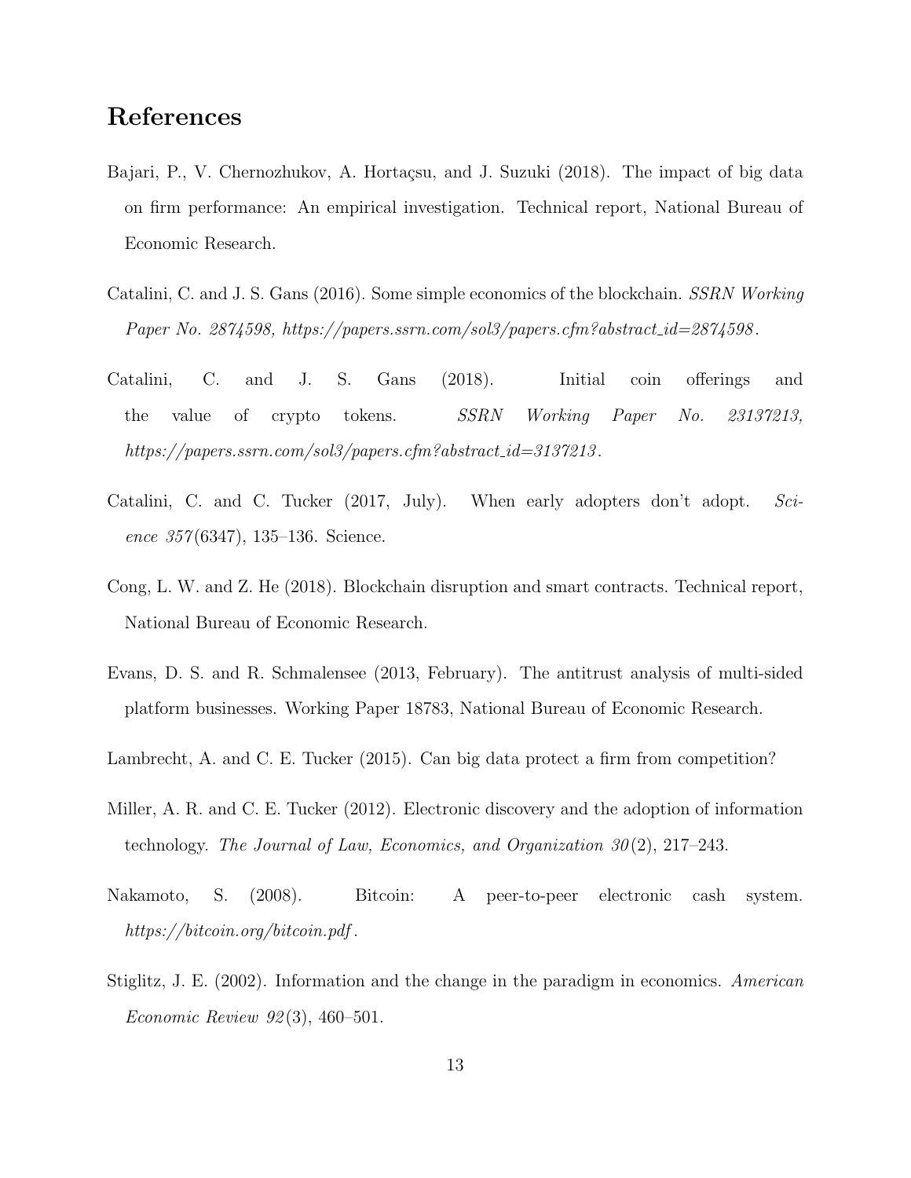# References

Bajari, P., V. Chernozhukov, A. Hortaçsu, and J. Suzuki (2018). The impact of big data on firm performance: An empirical investigation. Technical report, National Bureau of Economic Research.

Catalini, C. and J. S. Gans (2016). Some simple economics of the blockchain. *SSRN Working Paper No. 2874598, https://papers.ssrn.com/sol3/papers.cfm?abstract_id=2874598*.

Catalini, C. and J. S. Gans (2018). Initial coin offerings and the value of crypto tokens. *SSRN Working Paper No. 23137213, https://papers.ssrn.com/sol3/papers.cfm?abstract_id=3137213*.

Catalini, C. and C. Tucker (2017, July). When early adopters don't adopt. *Science 357*(6347), 135–136. Science.

Cong, L. W. and Z. He (2018). Blockchain disruption and smart contracts. Technical report, National Bureau of Economic Research.

Evans, D. S. and R. Schmalensee (2013, February). The antitrust analysis of multi-sided platform businesses. Working Paper 18783, National Bureau of Economic Research.

Lambrecht, A. and C. E. Tucker (2015). Can big data protect a firm from competition?

Miller, A. R. and C. E. Tucker (2012). Electronic discovery and the adoption of information technology. *The Journal of Law, Economics, and Organization 30*(2), 217–243.

Nakamoto, S. (2008). Bitcoin: A peer-to-peer electronic cash system. *https://bitcoin.org/bitcoin.pdf*.

Stiglitz, J. E. (2002). Information and the change in the paradigm in economics. *American Economic Review 92*(3), 460–501.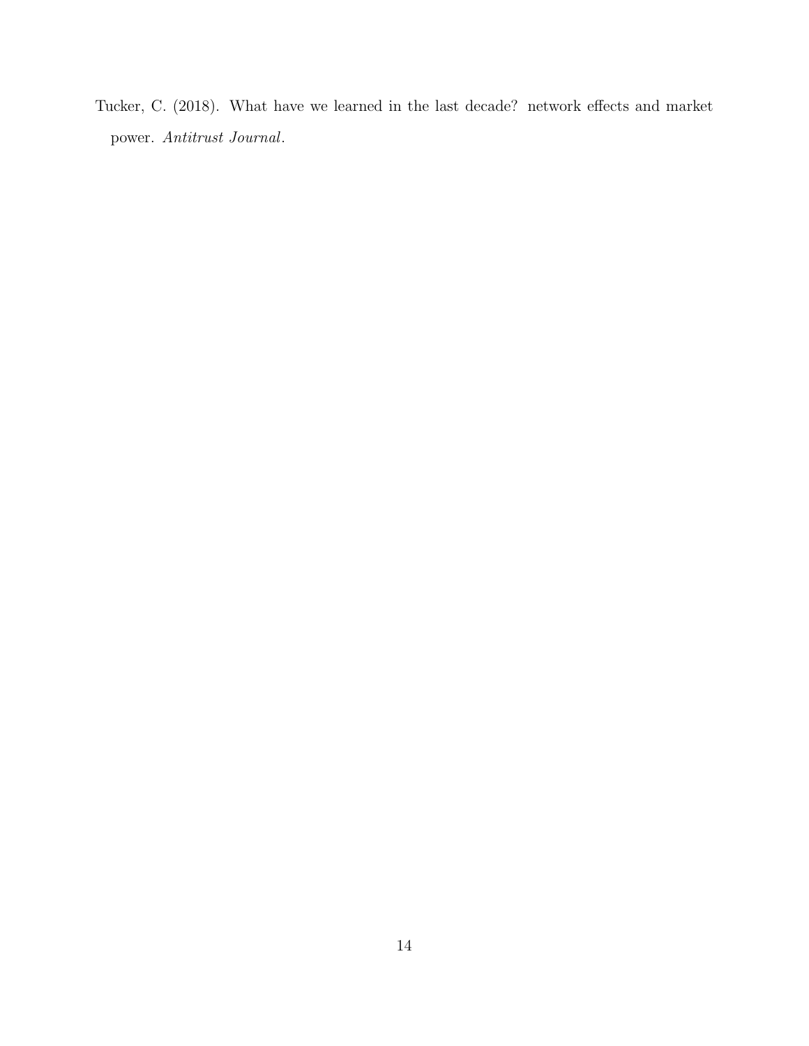Tucker, C. (2018). What have we learned in the last decade? network effects and market power. *Antitrust Journal*.